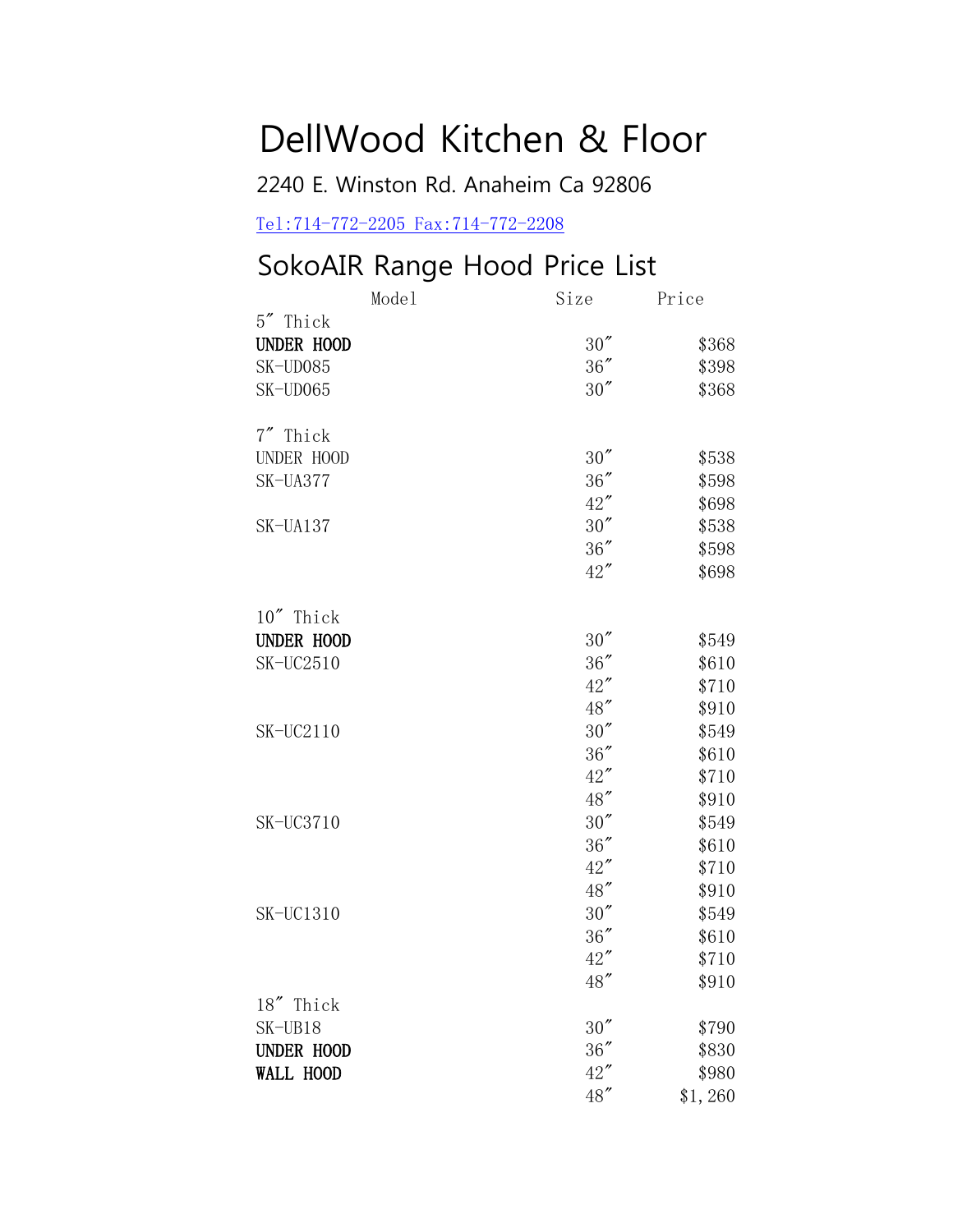# DellWood Kitchen & Floor

2240 E. Winston Rd. Anaheim Ca 92806

Tel:714-772-2205 Fax:714-772-2208

## SokoAIR Range Hood Price List

| Model | Size | Price |
|---|---|---|
| 5″ Thick | | |
| **UNDER HOOD** | 30″ | $368 |
| SK-UD085 | 36″ | $398 |
| SK-UD065 | 30″ | $368 |
| | | |
| 7″ Thick | | |
| UNDER HOOD | 30″ | $538 |
| SK-UA377 | 36″ | $598 |
| | 42″ | $698 |
| SK-UA137 | 30″ | $538 |
| | 36″ | $598 |
| | 42″ | $698 |
| | | |
| 10″ Thick | | |
| **UNDER HOOD** | 30″ | $549 |
| SK-UC2510 | 36″ | $610 |
| | 42″ | $710 |
| | 48″ | $910 |
| SK-UC2110 | 30″ | $549 |
| | 36″ | $610 |
| | 42″ | $710 |
| | 48″ | $910 |
| SK-UC3710 | 30″ | $549 |
| | 36″ | $610 |
| | 42″ | $710 |
| | 48″ | $910 |
| SK-UC1310 | 30″ | $549 |
| | 36″ | $610 |
| | 42″ | $710 |
| | 48″ | $910 |
| 18″ Thick | | |
| SK-UB18 | 30″ | $790 |
| **UNDER HOOD** | 36″ | $830 |
| **WALL HOOD** | 42″ | $980 |
| | 48″ | $1,260 |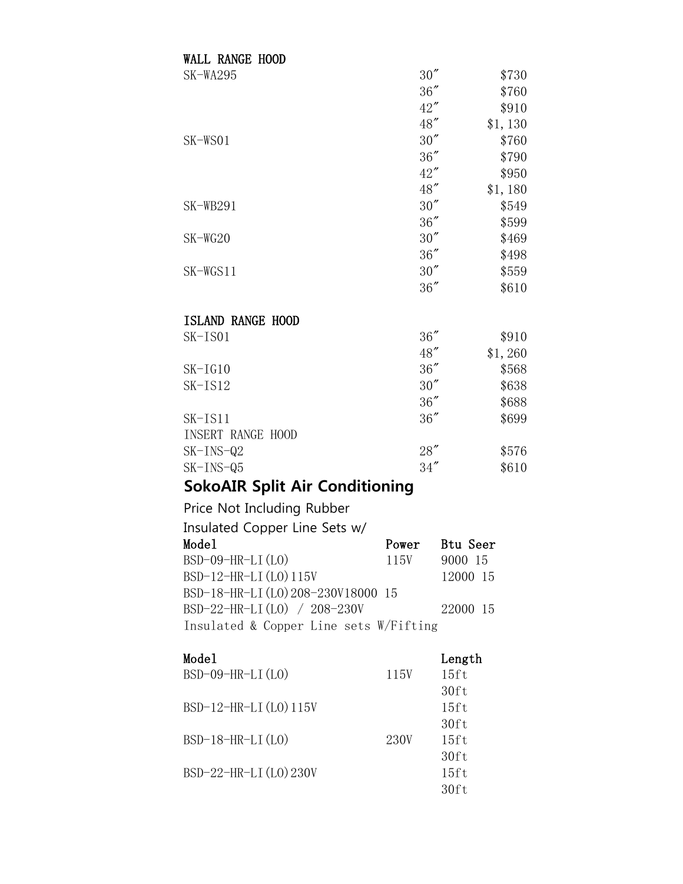**WALL RANGE HOOD**

| | | |
|---|---|---|
| SK-WA295 | 30″ | $730 |
| | 36″ | $760 |
| | 42″ | $910 |
| | 48″ | $1, 130 |
| SK-WS01 | 30″ | $760 |
| | 36″ | $790 |
| | 42″ | $950 |
| | 48″ | $1, 180 |
| SK-WB291 | 30″ | $549 |
| | 36″ | $599 |
| SK-WG20 | 30″ | $469 |
| | 36″ | $498 |
| SK-WGS11 | 30″ | $559 |
| | 36″ | $610 |

**ISLAND RANGE HOOD**

| | | |
|---|---|---|
| SK-IS01 | 36″ | $910 |
| | 48″ | $1, 260 |
| SK-IG10 | 36″ | $568 |
| SK-IS12 | 30″ | $638 |
| | 36″ | $688 |
| SK-IS11 | 36″ | $699 |
| INSERT RANGE HOOD | | |
| SK-INS-Q2 | 28″ | $576 |
| SK-INS-Q5 | 34″ | $610 |

## SokoAIR Split Air Conditioning

Price Not Including Rubber

Insulated Copper Line Sets w/

| Model | Power | Btu | Seer |
|---|---|---|---|
| BSD-09-HR-LI(LO) | 115V | 9000 | 15 |
| BSD-12-HR-LI(LO) | 115V | 12000 | 15 |
| BSD-18-HR-LI(LO) | 208-230V | 18000 | 15 |
| BSD-22-HR-LI(LO) / | 208-230V | 22000 | 15 |

Insulated & Copper Line sets W/Fifting

| Model | | Length |
|---|---|---|
| BSD-09-HR-LI(LO) | 115V | 15ft |
| | | 30ft |
| BSD-12-HR-LI(LO) | 115V | 15ft |
| | | 30ft |
| BSD-18-HR-LI(LO) | 230V | 15ft |
| | | 30ft |
| BSD-22-HR-LI(LO) | 230V | 15ft |
| | | 30ft |